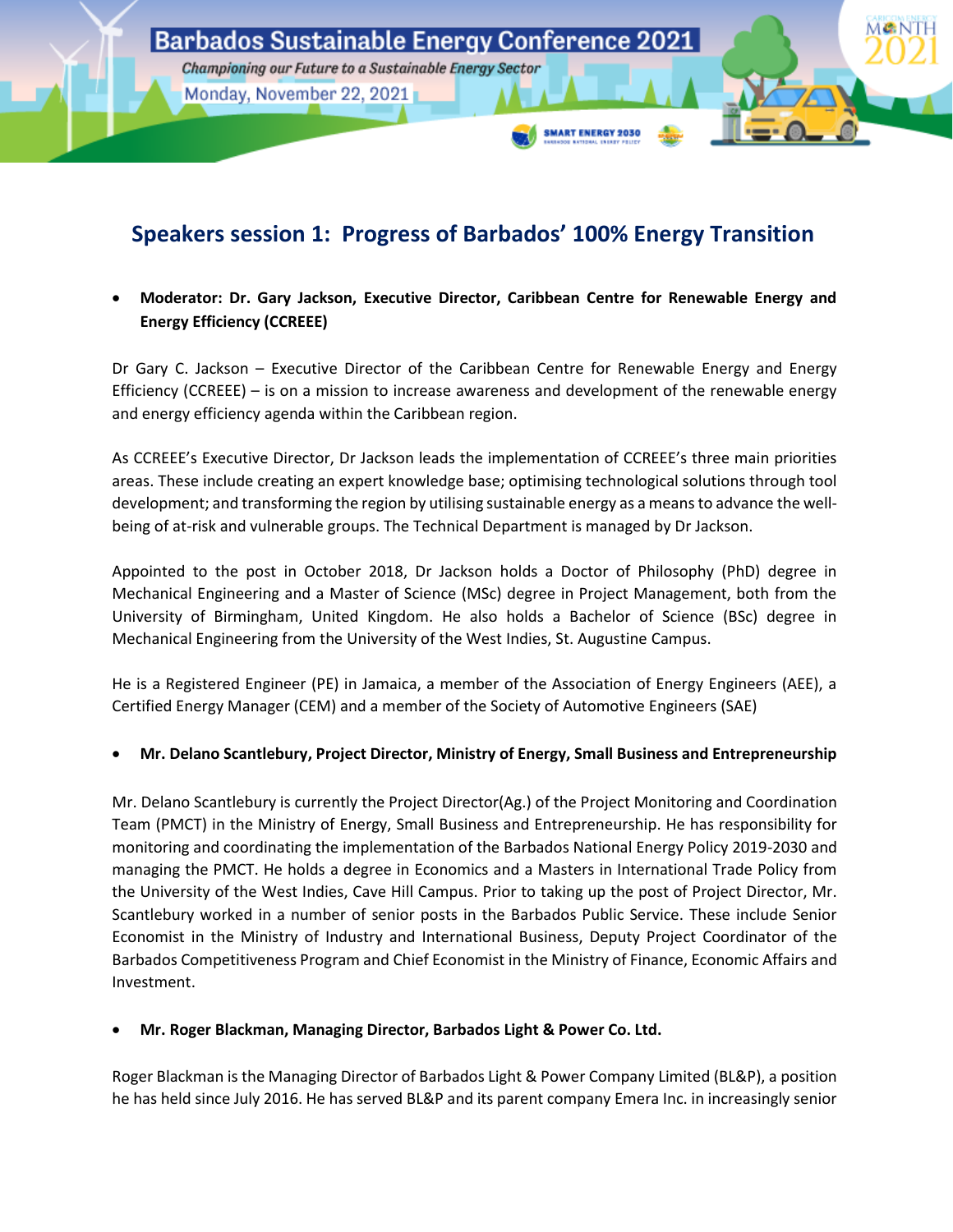Barbados Sustainable Energy Conference 2021

*Championing our Future to a Sustainable Energy Sector*

Monday, November 22, 2021

## Speakers session 1: Progress of Barbados' 100% Energy Transition

- **Moderator: Dr. Gary Jackson, Executive Director, Caribbean Centre for Renewable Energy and Energy Efficiency (CCREEE)**

Dr Gary C. Jackson – Executive Director of the Caribbean Centre for Renewable Energy and Energy Efficiency (CCREEE) – is on a mission to increase awareness and development of the renewable energy and energy efficiency agenda within the Caribbean region.

As CCREEE's Executive Director, Dr Jackson leads the implementation of CCREEE's three main priorities areas. These include creating an expert knowledge base; optimising technological solutions through tool development; and transforming the region by utilising sustainable energy as a means to advance the well-being of at-risk and vulnerable groups. The Technical Department is managed by Dr Jackson.

Appointed to the post in October 2018, Dr Jackson holds a Doctor of Philosophy (PhD) degree in Mechanical Engineering and a Master of Science (MSc) degree in Project Management, both from the University of Birmingham, United Kingdom. He also holds a Bachelor of Science (BSc) degree in Mechanical Engineering from the University of the West Indies, St. Augustine Campus.

He is a Registered Engineer (PE) in Jamaica, a member of the Association of Energy Engineers (AEE), a Certified Energy Manager (CEM) and a member of the Society of Automotive Engineers (SAE)

- **Mr. Delano Scantlebury, Project Director, Ministry of Energy, Small Business and Entrepreneurship**

Mr. Delano Scantlebury is currently the Project Director(Ag.) of the Project Monitoring and Coordination Team (PMCT) in the Ministry of Energy, Small Business and Entrepreneurship. He has responsibility for monitoring and coordinating the implementation of the Barbados National Energy Policy 2019-2030 and managing the PMCT. He holds a degree in Economics and a Masters in International Trade Policy from the University of the West Indies, Cave Hill Campus. Prior to taking up the post of Project Director, Mr. Scantlebury worked in a number of senior posts in the Barbados Public Service. These include Senior Economist in the Ministry of Industry and International Business, Deputy Project Coordinator of the Barbados Competitiveness Program and Chief Economist in the Ministry of Finance, Economic Affairs and Investment.

- **Mr. Roger Blackman, Managing Director, Barbados Light & Power Co. Ltd.**

Roger Blackman is the Managing Director of Barbados Light & Power Company Limited (BL&P), a position he has held since July 2016. He has served BL&P and its parent company Emera Inc. in increasingly senior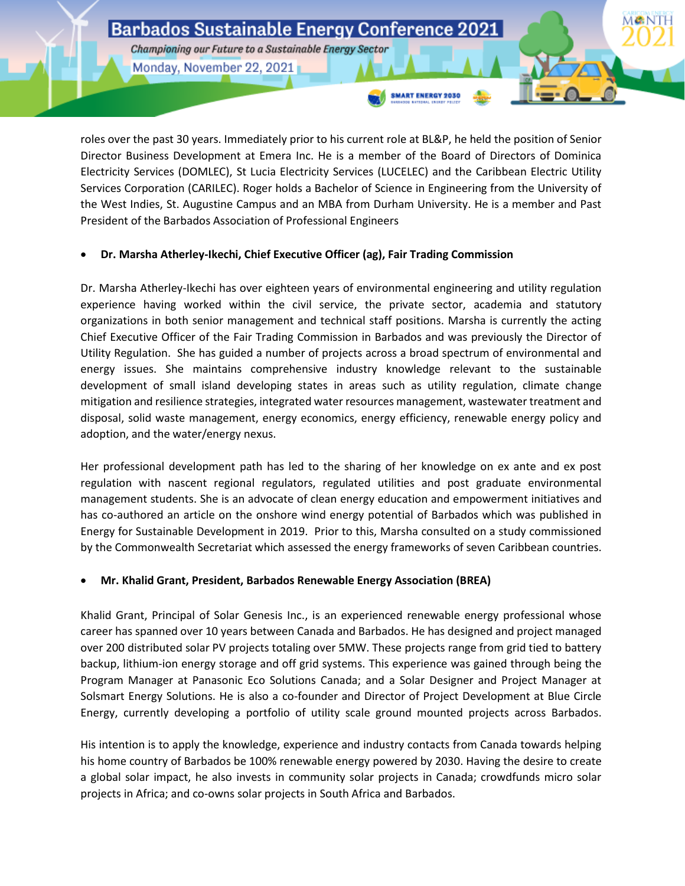roles over the past 30 years. Immediately prior to his current role at BL&P, he held the position of Senior Director Business Development at Emera Inc. He is a member of the Board of Directors of Dominica Electricity Services (DOMLEC), St Lucia Electricity Services (LUCELEC) and the Caribbean Electric Utility Services Corporation (CARILEC). Roger holds a Bachelor of Science in Engineering from the University of the West Indies, St. Augustine Campus and an MBA from Durham University. He is a member and Past President of the Barbados Association of Professional Engineers

- **Dr. Marsha Atherley-Ikechi, Chief Executive Officer (ag), Fair Trading Commission**

Dr. Marsha Atherley-Ikechi has over eighteen years of environmental engineering and utility regulation experience having worked within the civil service, the private sector, academia and statutory organizations in both senior management and technical staff positions. Marsha is currently the acting Chief Executive Officer of the Fair Trading Commission in Barbados and was previously the Director of Utility Regulation. She has guided a number of projects across a broad spectrum of environmental and energy issues. She maintains comprehensive industry knowledge relevant to the sustainable development of small island developing states in areas such as utility regulation, climate change mitigation and resilience strategies, integrated water resources management, wastewater treatment and disposal, solid waste management, energy economics, energy efficiency, renewable energy policy and adoption, and the water/energy nexus.

Her professional development path has led to the sharing of her knowledge on ex ante and ex post regulation with nascent regional regulators, regulated utilities and post graduate environmental management students. She is an advocate of clean energy education and empowerment initiatives and has co-authored an article on the onshore wind energy potential of Barbados which was published in Energy for Sustainable Development in 2019. Prior to this, Marsha consulted on a study commissioned by the Commonwealth Secretariat which assessed the energy frameworks of seven Caribbean countries.

- **Mr. Khalid Grant, President, Barbados Renewable Energy Association (BREA)**

Khalid Grant, Principal of Solar Genesis Inc., is an experienced renewable energy professional whose career has spanned over 10 years between Canada and Barbados. He has designed and project managed over 200 distributed solar PV projects totaling over 5MW. These projects range from grid tied to battery backup, lithium-ion energy storage and off grid systems. This experience was gained through being the Program Manager at Panasonic Eco Solutions Canada; and a Solar Designer and Project Manager at Solsmart Energy Solutions. He is also a co-founder and Director of Project Development at Blue Circle Energy, currently developing a portfolio of utility scale ground mounted projects across Barbados.

His intention is to apply the knowledge, experience and industry contacts from Canada towards helping his home country of Barbados be 100% renewable energy powered by 2030. Having the desire to create a global solar impact, he also invests in community solar projects in Canada; crowdfunds micro solar projects in Africa; and co-owns solar projects in South Africa and Barbados.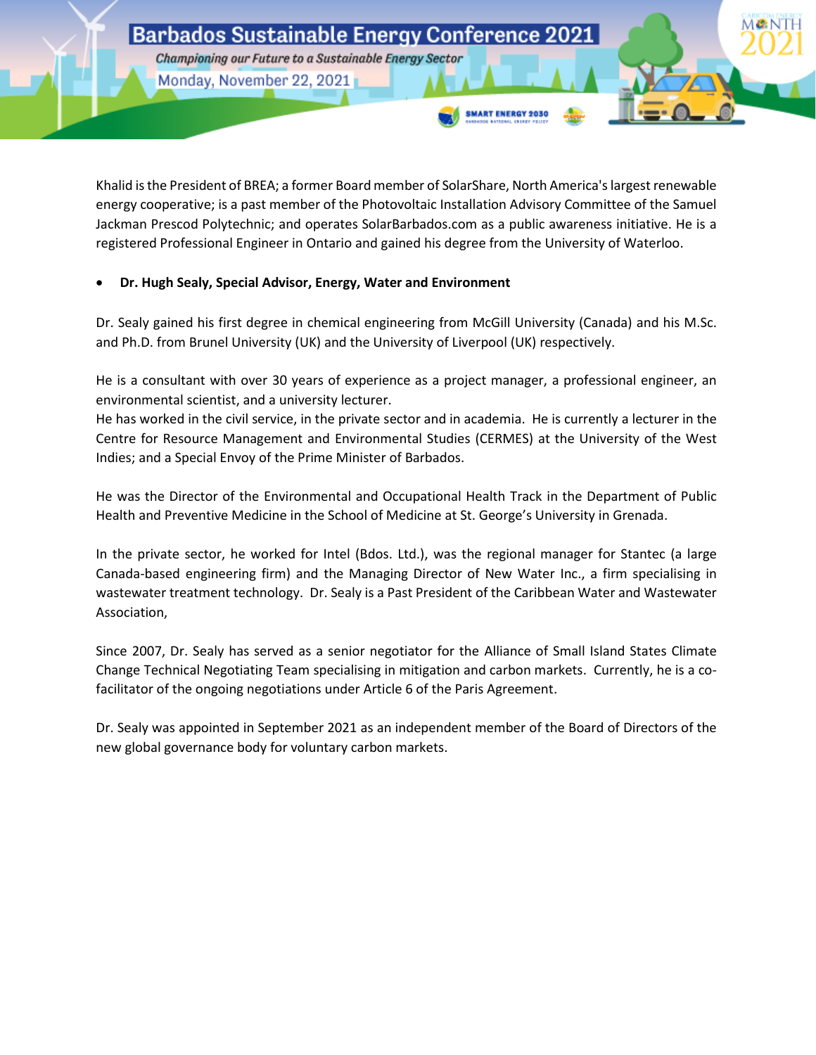Khalid is the President of BREA; a former Board member of SolarShare, North America's largest renewable energy cooperative; is a past member of the Photovoltaic Installation Advisory Committee of the Samuel Jackman Prescod Polytechnic; and operates SolarBarbados.com as a public awareness initiative. He is a registered Professional Engineer in Ontario and gained his degree from the University of Waterloo.

- **Dr. Hugh Sealy, Special Advisor, Energy, Water and Environment**

Dr. Sealy gained his first degree in chemical engineering from McGill University (Canada) and his M.Sc. and Ph.D. from Brunel University (UK) and the University of Liverpool (UK) respectively.

He is a consultant with over 30 years of experience as a project manager, a professional engineer, an environmental scientist, and a university lecturer.
He has worked in the civil service, in the private sector and in academia. He is currently a lecturer in the Centre for Resource Management and Environmental Studies (CERMES) at the University of the West Indies; and a Special Envoy of the Prime Minister of Barbados.

He was the Director of the Environmental and Occupational Health Track in the Department of Public Health and Preventive Medicine in the School of Medicine at St. George's University in Grenada.

In the private sector, he worked for Intel (Bdos. Ltd.), was the regional manager for Stantec (a large Canada-based engineering firm) and the Managing Director of New Water Inc., a firm specialising in wastewater treatment technology. Dr. Sealy is a Past President of the Caribbean Water and Wastewater Association,

Since 2007, Dr. Sealy has served as a senior negotiator for the Alliance of Small Island States Climate Change Technical Negotiating Team specialising in mitigation and carbon markets. Currently, he is a co-facilitator of the ongoing negotiations under Article 6 of the Paris Agreement.

Dr. Sealy was appointed in September 2021 as an independent member of the Board of Directors of the new global governance body for voluntary carbon markets.